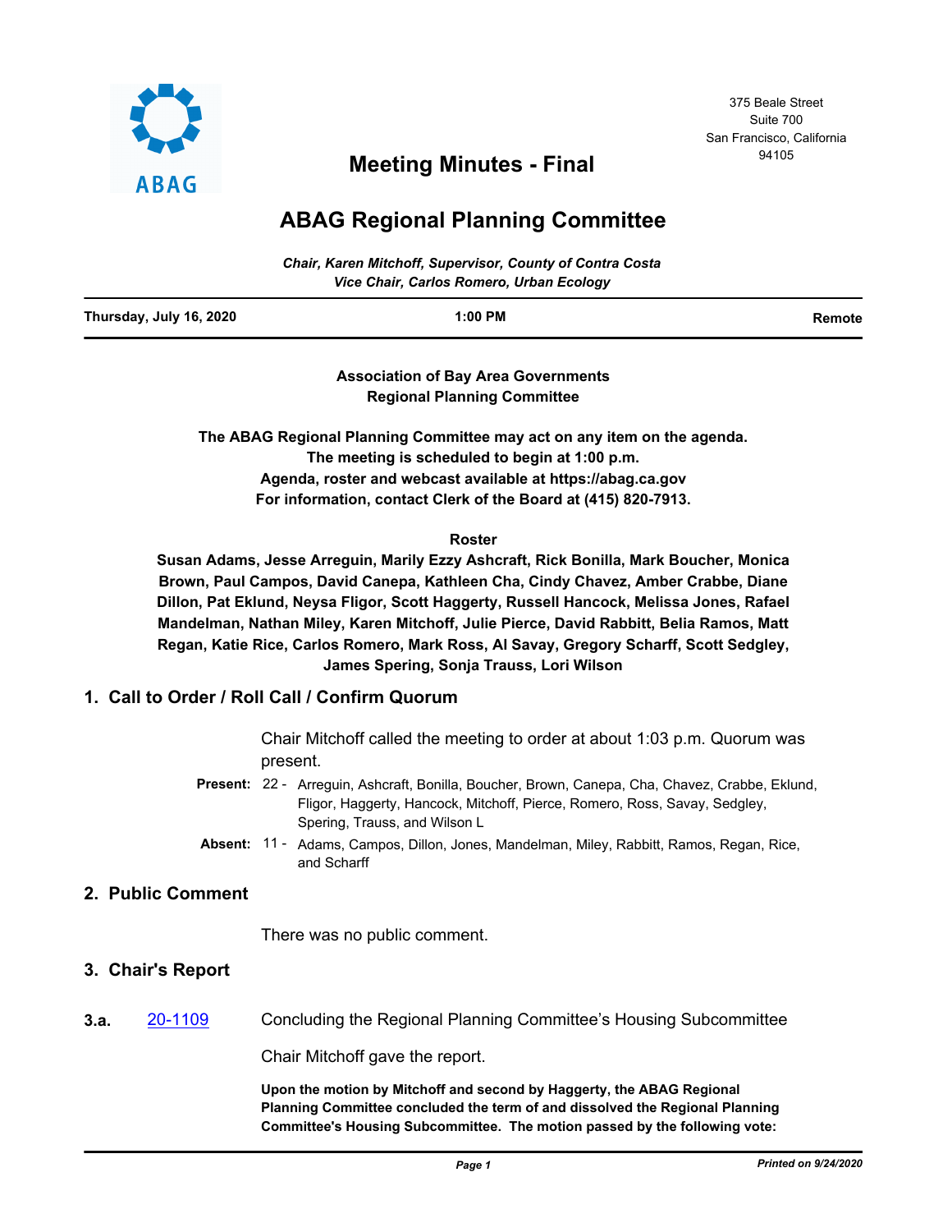375 Beale Street
Suite 700
San Francisco, California
94105

# Meeting Minutes - Final

# ABAG Regional Planning Committee

*Chair, Karen Mitchoff, Supervisor, County of Contra Costa*
*Vice Chair, Carlos Romero, Urban Ecology*

**Thursday, July 16, 2020** **1:00 PM** **Remote**

**Association of Bay Area Governments**
**Regional Planning Committee**

**The ABAG Regional Planning Committee may act on any item on the agenda.**
**The meeting is scheduled to begin at 1:00 p.m.**
**Agenda, roster and webcast available at https://abag.ca.gov**
**For information, contact Clerk of the Board at (415) 820-7913.**

**Roster**

**Susan Adams, Jesse Arreguin, Marily Ezzy Ashcraft, Rick Bonilla, Mark Boucher, Monica Brown, Paul Campos, David Canepa, Kathleen Cha, Cindy Chavez, Amber Crabbe, Diane Dillon, Pat Eklund, Neysa Fligor, Scott Haggerty, Russell Hancock, Melissa Jones, Rafael Mandelman, Nathan Miley, Karen Mitchoff, Julie Pierce, David Rabbitt, Belia Ramos, Matt Regan, Katie Rice, Carlos Romero, Mark Ross, Al Savay, Gregory Scharff, Scott Sedgley, James Spering, Sonja Trauss, Lori Wilson**

## 1. Call to Order / Roll Call / Confirm Quorum

Chair Mitchoff called the meeting to order at about 1:03 p.m. Quorum was present.

**Present:** 22 - Arreguin, Ashcraft, Bonilla, Boucher, Brown, Canepa, Cha, Chavez, Crabbe, Eklund, Fligor, Haggerty, Hancock, Mitchoff, Pierce, Romero, Ross, Savay, Sedgley, Spering, Trauss, and Wilson L

**Absent:** 11 - Adams, Campos, Dillon, Jones, Mandelman, Miley, Rabbitt, Ramos, Regan, Rice, and Scharff

## 2. Public Comment

There was no public comment.

## 3. Chair's Report

**3.a.** 20-1109 Concluding the Regional Planning Committee's Housing Subcommittee

Chair Mitchoff gave the report.

**Upon the motion by Mitchoff and second by Haggerty, the ABAG Regional Planning Committee concluded the term of and dissolved the Regional Planning Committee's Housing Subcommittee. The motion passed by the following vote:**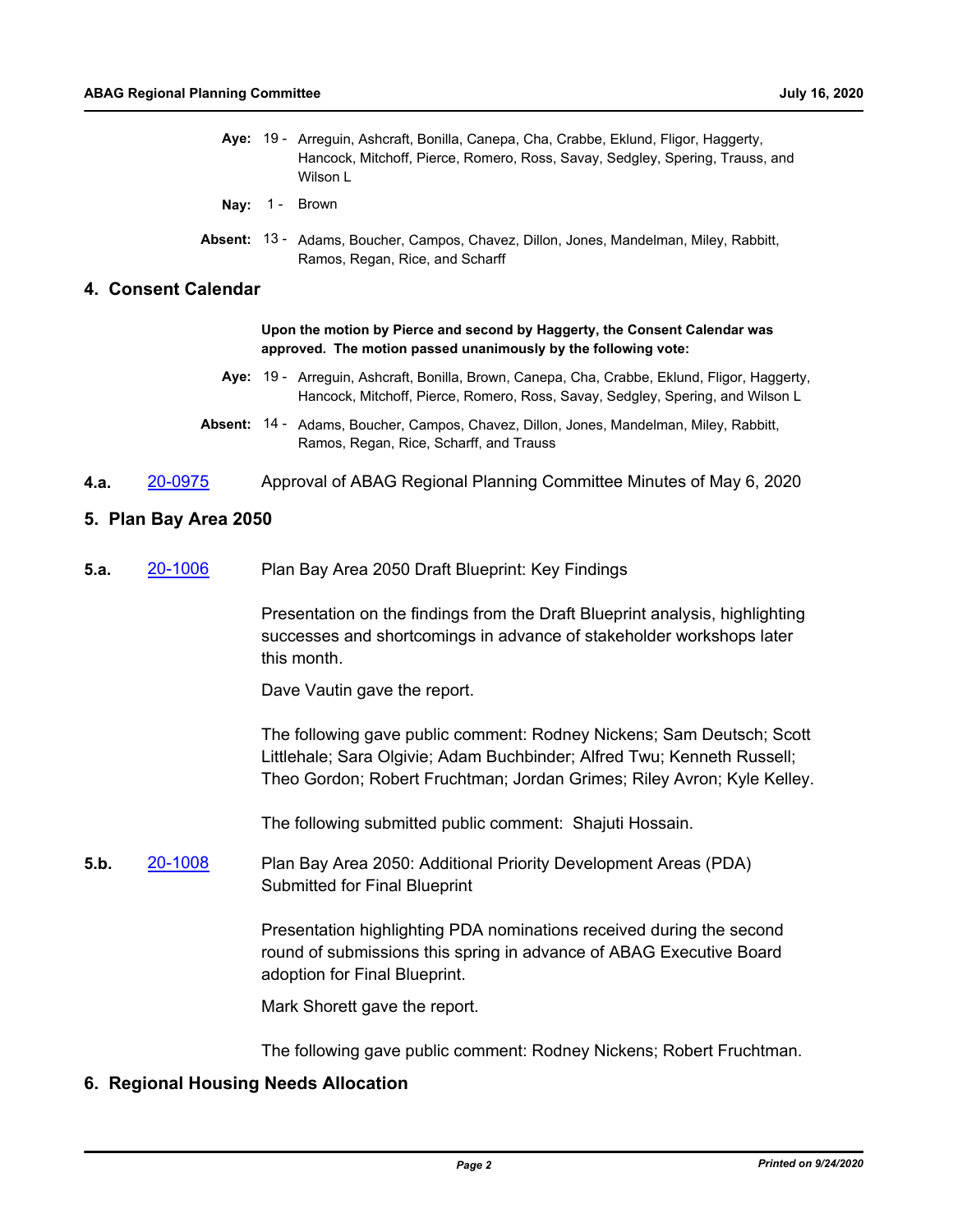**Aye:** 19 - Arreguin, Ashcraft, Bonilla, Canepa, Cha, Crabbe, Eklund, Fligor, Haggerty, Hancock, Mitchoff, Pierce, Romero, Ross, Savay, Sedgley, Spering, Trauss, and Wilson L

**Nay:** 1 - Brown

**Absent:** 13 - Adams, Boucher, Campos, Chavez, Dillon, Jones, Mandelman, Miley, Rabbitt, Ramos, Regan, Rice, and Scharff

## 4. Consent Calendar

**Upon the motion by Pierce and second by Haggerty, the Consent Calendar was approved. The motion passed unanimously by the following vote:**

**Aye:** 19 - Arreguin, Ashcraft, Bonilla, Brown, Canepa, Cha, Crabbe, Eklund, Fligor, Haggerty, Hancock, Mitchoff, Pierce, Romero, Ross, Savay, Sedgley, Spering, and Wilson L

**Absent:** 14 - Adams, Boucher, Campos, Chavez, Dillon, Jones, Mandelman, Miley, Rabbitt, Ramos, Regan, Rice, Scharff, and Trauss

**4.a.** 20-0975 Approval of ABAG Regional Planning Committee Minutes of May 6, 2020

## 5. Plan Bay Area 2050

**5.a.** 20-1006 Plan Bay Area 2050 Draft Blueprint: Key Findings

Presentation on the findings from the Draft Blueprint analysis, highlighting successes and shortcomings in advance of stakeholder workshops later this month.

Dave Vautin gave the report.

The following gave public comment: Rodney Nickens; Sam Deutsch; Scott Littlehale; Sara Olgivie; Adam Buchbinder; Alfred Twu; Kenneth Russell; Theo Gordon; Robert Fruchtman; Jordan Grimes; Riley Avron; Kyle Kelley.

The following submitted public comment: Shajuti Hossain.

**5.b.** 20-1008 Plan Bay Area 2050: Additional Priority Development Areas (PDA) Submitted for Final Blueprint

Presentation highlighting PDA nominations received during the second round of submissions this spring in advance of ABAG Executive Board adoption for Final Blueprint.

Mark Shorett gave the report.

The following gave public comment: Rodney Nickens; Robert Fruchtman.

## 6. Regional Housing Needs Allocation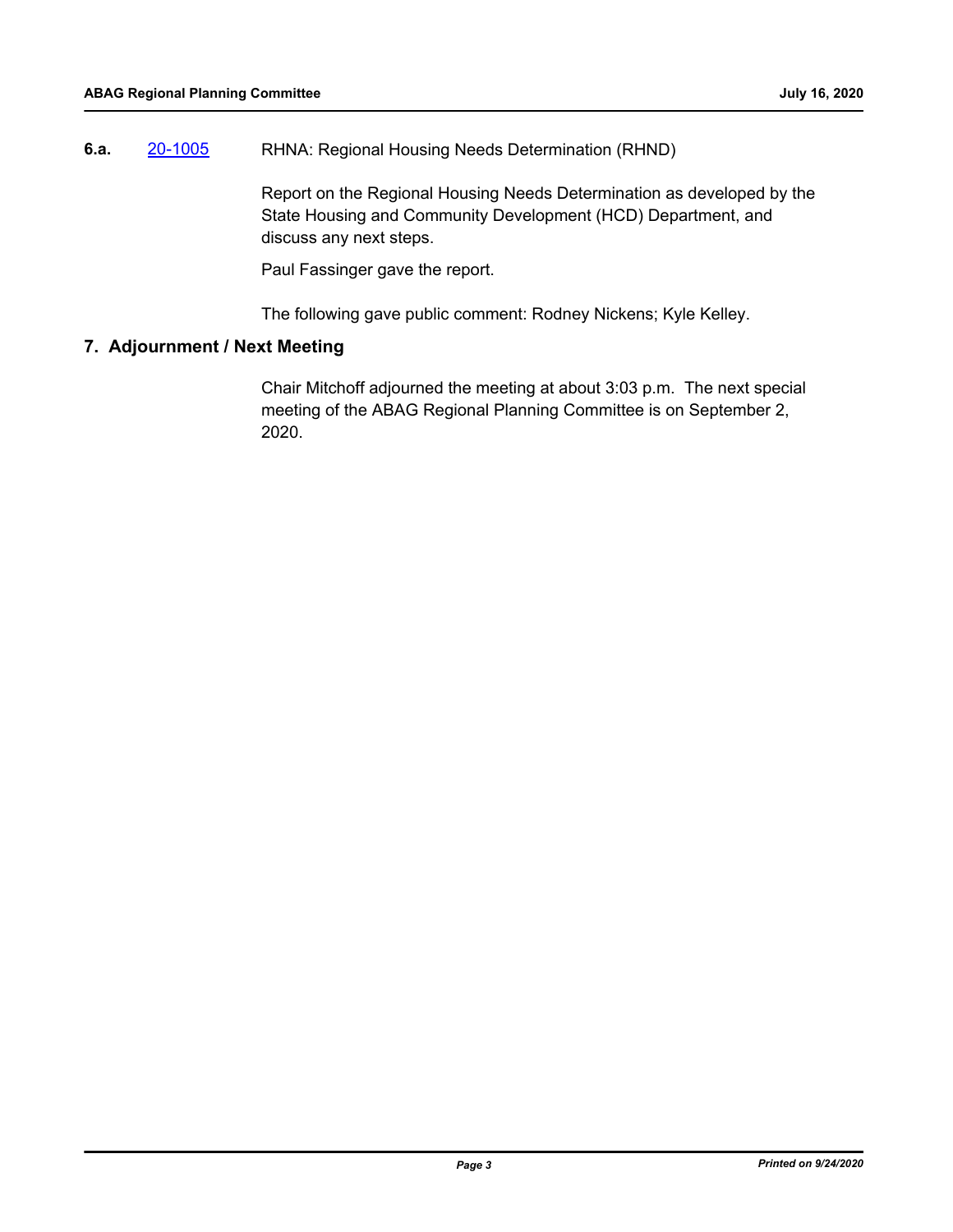**6.a.** 20-1005 RHNA: Regional Housing Needs Determination (RHND)

Report on the Regional Housing Needs Determination as developed by the State Housing and Community Development (HCD) Department, and discuss any next steps.

Paul Fassinger gave the report.

The following gave public comment: Rodney Nickens; Kyle Kelley.

## 7. Adjournment / Next Meeting

Chair Mitchoff adjourned the meeting at about 3:03 p.m. The next special meeting of the ABAG Regional Planning Committee is on September 2, 2020.